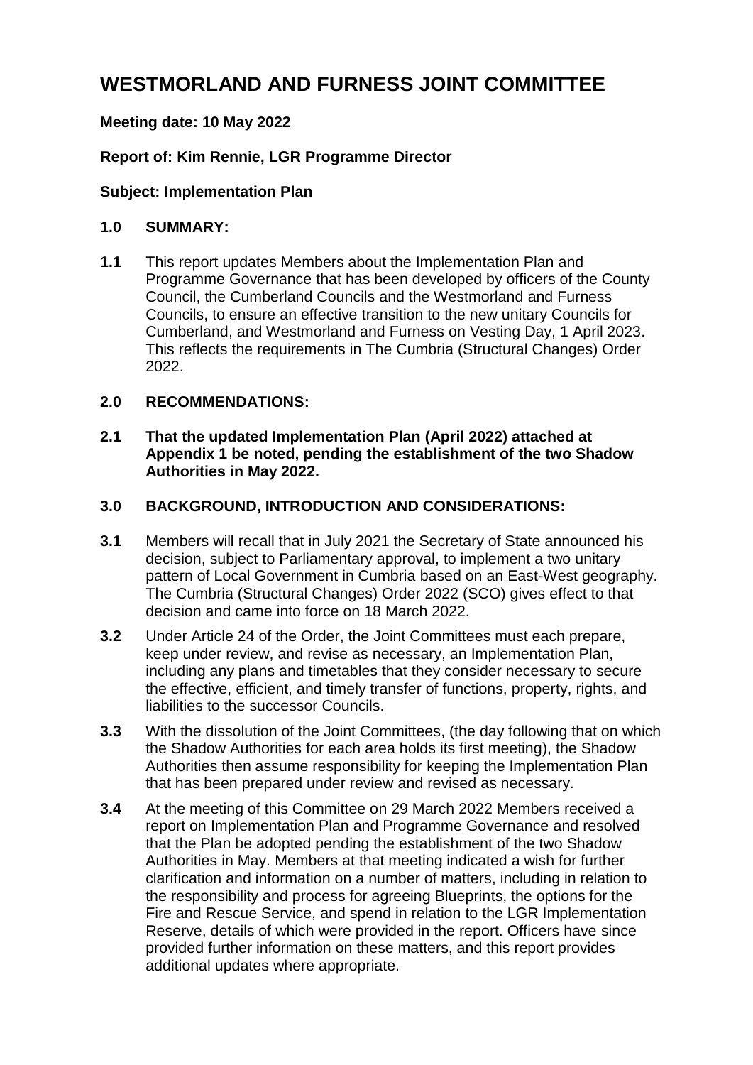# WESTMORLAND AND FURNESS JOINT COMMITTEE

**Meeting date: 10 May 2022**

**Report of: Kim Rennie, LGR Programme Director**

**Subject: Implementation Plan**

## 1.0 SUMMARY:

**1.1** This report updates Members about the Implementation Plan and Programme Governance that has been developed by officers of the County Council, the Cumberland Councils and the Westmorland and Furness Councils, to ensure an effective transition to the new unitary Councils for Cumberland, and Westmorland and Furness on Vesting Day, 1 April 2023. This reflects the requirements in The Cumbria (Structural Changes) Order 2022.

## 2.0 RECOMMENDATIONS:

**2.1 That the updated Implementation Plan (April 2022) attached at Appendix 1 be noted, pending the establishment of the two Shadow Authorities in May 2022.**

## 3.0 BACKGROUND, INTRODUCTION AND CONSIDERATIONS:

**3.1** Members will recall that in July 2021 the Secretary of State announced his decision, subject to Parliamentary approval, to implement a two unitary pattern of Local Government in Cumbria based on an East-West geography. The Cumbria (Structural Changes) Order 2022 (SCO) gives effect to that decision and came into force on 18 March 2022.

**3.2** Under Article 24 of the Order, the Joint Committees must each prepare, keep under review, and revise as necessary, an Implementation Plan, including any plans and timetables that they consider necessary to secure the effective, efficient, and timely transfer of functions, property, rights, and liabilities to the successor Councils.

**3.3** With the dissolution of the Joint Committees, (the day following that on which the Shadow Authorities for each area holds its first meeting), the Shadow Authorities then assume responsibility for keeping the Implementation Plan that has been prepared under review and revised as necessary.

**3.4** At the meeting of this Committee on 29 March 2022 Members received a report on Implementation Plan and Programme Governance and resolved that the Plan be adopted pending the establishment of the two Shadow Authorities in May. Members at that meeting indicated a wish for further clarification and information on a number of matters, including in relation to the responsibility and process for agreeing Blueprints, the options for the Fire and Rescue Service, and spend in relation to the LGR Implementation Reserve, details of which were provided in the report. Officers have since provided further information on these matters, and this report provides additional updates where appropriate.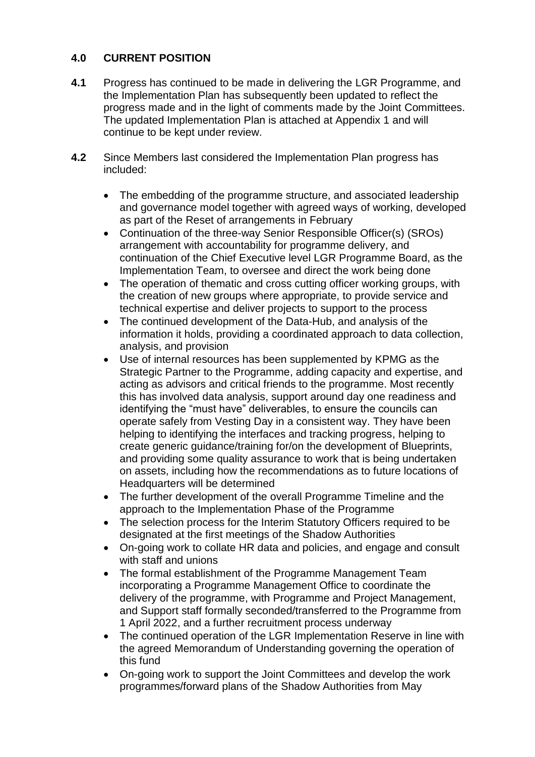## 4.0 CURRENT POSITION

**4.1** Progress has continued to be made in delivering the LGR Programme, and the Implementation Plan has subsequently been updated to reflect the progress made and in the light of comments made by the Joint Committees. The updated Implementation Plan is attached at Appendix 1 and will continue to be kept under review.

**4.2** Since Members last considered the Implementation Plan progress has included:

- The embedding of the programme structure, and associated leadership and governance model together with agreed ways of working, developed as part of the Reset of arrangements in February
- Continuation of the three-way Senior Responsible Officer(s) (SROs) arrangement with accountability for programme delivery, and continuation of the Chief Executive level LGR Programme Board, as the Implementation Team, to oversee and direct the work being done
- The operation of thematic and cross cutting officer working groups, with the creation of new groups where appropriate, to provide service and technical expertise and deliver projects to support to the process
- The continued development of the Data-Hub, and analysis of the information it holds, providing a coordinated approach to data collection, analysis, and provision
- Use of internal resources has been supplemented by KPMG as the Strategic Partner to the Programme, adding capacity and expertise, and acting as advisors and critical friends to the programme. Most recently this has involved data analysis, support around day one readiness and identifying the "must have" deliverables, to ensure the councils can operate safely from Vesting Day in a consistent way. They have been helping to identifying the interfaces and tracking progress, helping to create generic guidance/training for/on the development of Blueprints, and providing some quality assurance to work that is being undertaken on assets, including how the recommendations as to future locations of Headquarters will be determined
- The further development of the overall Programme Timeline and the approach to the Implementation Phase of the Programme
- The selection process for the Interim Statutory Officers required to be designated at the first meetings of the Shadow Authorities
- On-going work to collate HR data and policies, and engage and consult with staff and unions
- The formal establishment of the Programme Management Team incorporating a Programme Management Office to coordinate the delivery of the programme, with Programme and Project Management, and Support staff formally seconded/transferred to the Programme from 1 April 2022, and a further recruitment process underway
- The continued operation of the LGR Implementation Reserve in line with the agreed Memorandum of Understanding governing the operation of this fund
- On-going work to support the Joint Committees and develop the work programmes/forward plans of the Shadow Authorities from May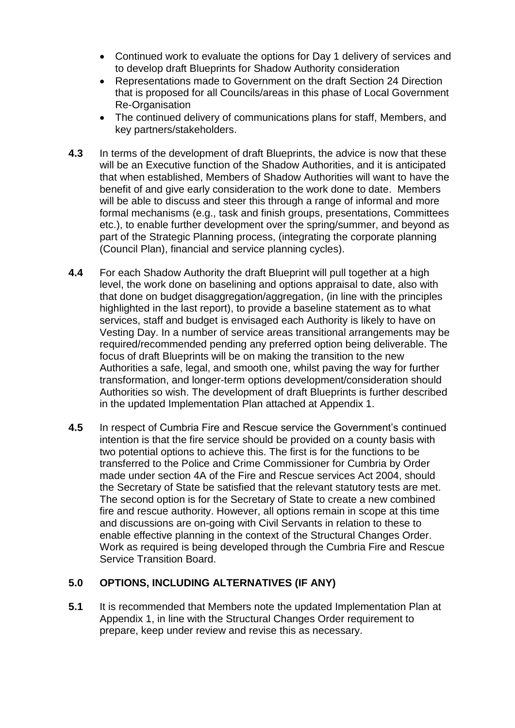- Continued work to evaluate the options for Day 1 delivery of services and to develop draft Blueprints for Shadow Authority consideration
- Representations made to Government on the draft Section 24 Direction that is proposed for all Councils/areas in this phase of Local Government Re-Organisation
- The continued delivery of communications plans for staff, Members, and key partners/stakeholders.

**4.3** In terms of the development of draft Blueprints, the advice is now that these will be an Executive function of the Shadow Authorities, and it is anticipated that when established, Members of Shadow Authorities will want to have the benefit of and give early consideration to the work done to date. Members will be able to discuss and steer this through a range of informal and more formal mechanisms (e.g., task and finish groups, presentations, Committees etc.), to enable further development over the spring/summer, and beyond as part of the Strategic Planning process, (integrating the corporate planning (Council Plan), financial and service planning cycles).

**4.4** For each Shadow Authority the draft Blueprint will pull together at a high level, the work done on baselining and options appraisal to date, also with that done on budget disaggregation/aggregation, (in line with the principles highlighted in the last report), to provide a baseline statement as to what services, staff and budget is envisaged each Authority is likely to have on Vesting Day. In a number of service areas transitional arrangements may be required/recommended pending any preferred option being deliverable. The focus of draft Blueprints will be on making the transition to the new Authorities a safe, legal, and smooth one, whilst paving the way for further transformation, and longer-term options development/consideration should Authorities so wish. The development of draft Blueprints is further described in the updated Implementation Plan attached at Appendix 1.

**4.5** In respect of Cumbria Fire and Rescue service the Government's continued intention is that the fire service should be provided on a county basis with two potential options to achieve this. The first is for the functions to be transferred to the Police and Crime Commissioner for Cumbria by Order made under section 4A of the Fire and Rescue services Act 2004, should the Secretary of State be satisfied that the relevant statutory tests are met. The second option is for the Secretary of State to create a new combined fire and rescue authority. However, all options remain in scope at this time and discussions are on-going with Civil Servants in relation to these to enable effective planning in the context of the Structural Changes Order. Work as required is being developed through the Cumbria Fire and Rescue Service Transition Board.

## 5.0 OPTIONS, INCLUDING ALTERNATIVES (IF ANY)

**5.1** It is recommended that Members note the updated Implementation Plan at Appendix 1, in line with the Structural Changes Order requirement to prepare, keep under review and revise this as necessary.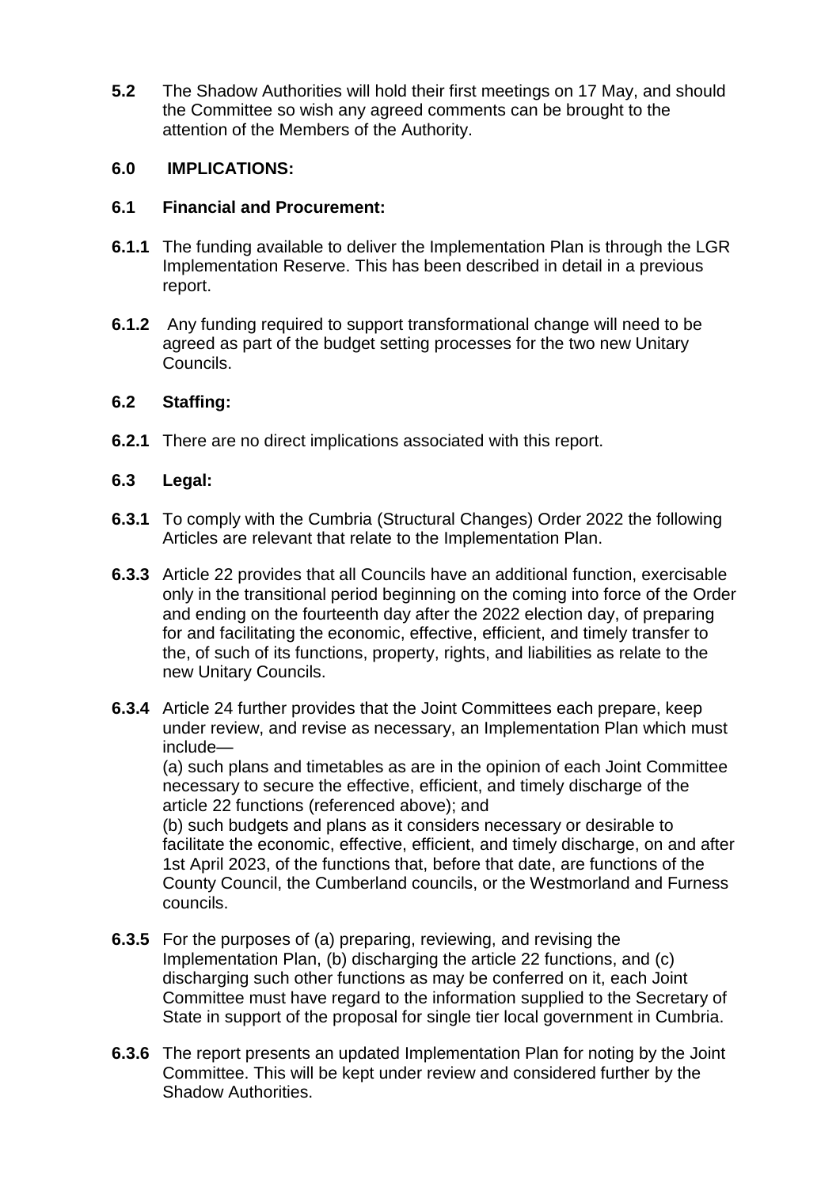**5.2** The Shadow Authorities will hold their first meetings on 17 May, and should the Committee so wish any agreed comments can be brought to the attention of the Members of the Authority.

## 6.0 IMPLICATIONS:

### 6.1 Financial and Procurement:

**6.1.1** The funding available to deliver the Implementation Plan is through the LGR Implementation Reserve. This has been described in detail in a previous report.

**6.1.2** Any funding required to support transformational change will need to be agreed as part of the budget setting processes for the two new Unitary Councils.

### 6.2 Staffing:

**6.2.1** There are no direct implications associated with this report.

### 6.3 Legal:

**6.3.1** To comply with the Cumbria (Structural Changes) Order 2022 the following Articles are relevant that relate to the Implementation Plan.

**6.3.3** Article 22 provides that all Councils have an additional function, exercisable only in the transitional period beginning on the coming into force of the Order and ending on the fourteenth day after the 2022 election day, of preparing for and facilitating the economic, effective, efficient, and timely transfer to the, of such of its functions, property, rights, and liabilities as relate to the new Unitary Councils.

**6.3.4** Article 24 further provides that the Joint Committees each prepare, keep under review, and revise as necessary, an Implementation Plan which must include—
(a) such plans and timetables as are in the opinion of each Joint Committee necessary to secure the effective, efficient, and timely discharge of the article 22 functions (referenced above); and
(b) such budgets and plans as it considers necessary or desirable to facilitate the economic, effective, efficient, and timely discharge, on and after 1st April 2023, of the functions that, before that date, are functions of the County Council, the Cumberland councils, or the Westmorland and Furness councils.

**6.3.5** For the purposes of (a) preparing, reviewing, and revising the Implementation Plan, (b) discharging the article 22 functions, and (c) discharging such other functions as may be conferred on it, each Joint Committee must have regard to the information supplied to the Secretary of State in support of the proposal for single tier local government in Cumbria.

**6.3.6** The report presents an updated Implementation Plan for noting by the Joint Committee. This will be kept under review and considered further by the Shadow Authorities.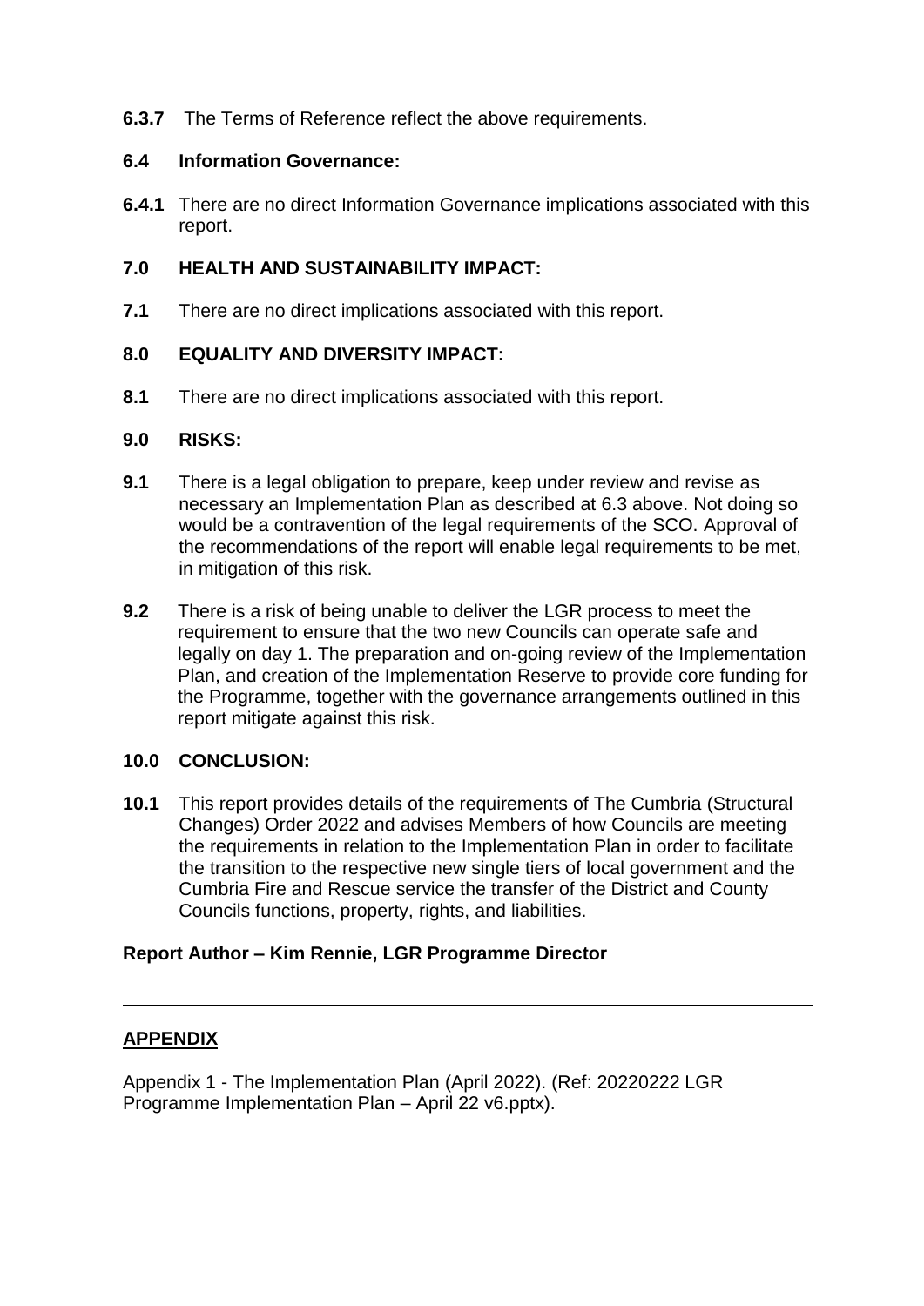**6.3.7** The Terms of Reference reflect the above requirements.

## 6.4 Information Governance:

**6.4.1** There are no direct Information Governance implications associated with this report.

## 7.0 HEALTH AND SUSTAINABILITY IMPACT:

**7.1** There are no direct implications associated with this report.

## 8.0 EQUALITY AND DIVERSITY IMPACT:

**8.1** There are no direct implications associated with this report.

## 9.0 RISKS:

**9.1** There is a legal obligation to prepare, keep under review and revise as necessary an Implementation Plan as described at 6.3 above. Not doing so would be a contravention of the legal requirements of the SCO. Approval of the recommendations of the report will enable legal requirements to be met, in mitigation of this risk.

**9.2** There is a risk of being unable to deliver the LGR process to meet the requirement to ensure that the two new Councils can operate safe and legally on day 1. The preparation and on-going review of the Implementation Plan, and creation of the Implementation Reserve to provide core funding for the Programme, together with the governance arrangements outlined in this report mitigate against this risk.

## 10.0 CONCLUSION:

**10.1** This report provides details of the requirements of The Cumbria (Structural Changes) Order 2022 and advises Members of how Councils are meeting the requirements in relation to the Implementation Plan in order to facilitate the transition to the respective new single tiers of local government and the Cumbria Fire and Rescue service the transfer of the District and County Councils functions, property, rights, and liabilities.

**Report Author – Kim Rennie, LGR Programme Director**

---

## APPENDIX

Appendix 1 - The Implementation Plan (April 2022). (Ref: 20220222 LGR Programme Implementation Plan – April 22 v6.pptx).